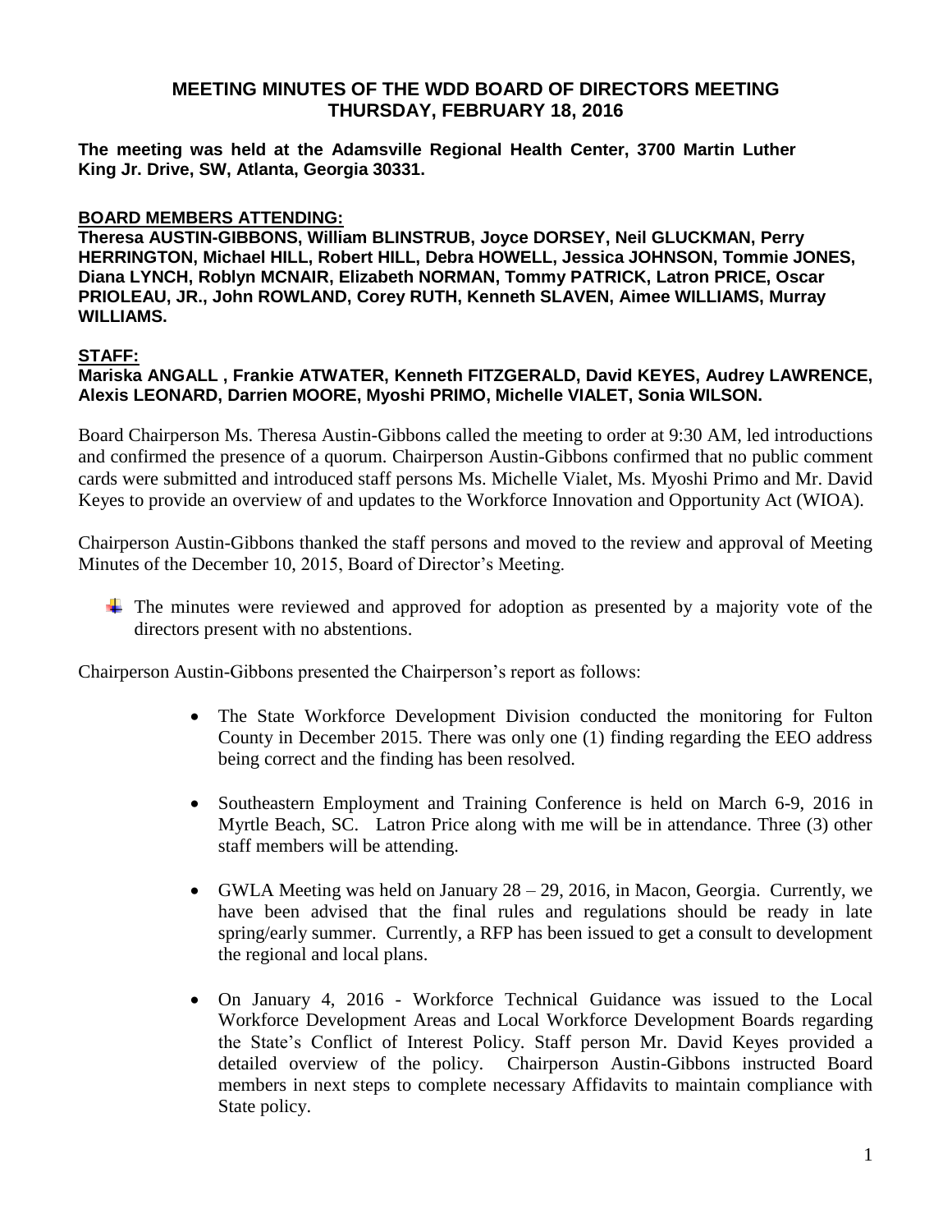# MEETING MINUTES OF THE WDD BOARD OF DIRECTORS MEETING
## THURSDAY, FEBRUARY 18, 2016

**The meeting was held at the Adamsville Regional Health Center, 3700 Martin Luther King Jr. Drive, SW, Atlanta, Georgia 30331.**

**BOARD MEMBERS ATTENDING:**

**Theresa AUSTIN-GIBBONS, William BLINSTRUB, Joyce DORSEY, Neil GLUCKMAN, Perry HERRINGTON, Michael HILL, Robert HILL, Debra HOWELL, Jessica JOHNSON, Tommie JONES, Diana LYNCH, Roblyn MCNAIR, Elizabeth NORMAN, Tommy PATRICK, Latron PRICE, Oscar PRIOLEAU, JR., John ROWLAND, Corey RUTH, Kenneth SLAVEN, Aimee WILLIAMS, Murray WILLIAMS.**

**STAFF:**

**Mariska ANGALL , Frankie ATWATER, Kenneth FITZGERALD, David KEYES, Audrey LAWRENCE, Alexis LEONARD, Darrien MOORE, Myoshi PRIMO, Michelle VIALET, Sonia WILSON.**

Board Chairperson Ms. Theresa Austin-Gibbons called the meeting to order at 9:30 AM, led introductions and confirmed the presence of a quorum. Chairperson Austin-Gibbons confirmed that no public comment cards were submitted and introduced staff persons Ms. Michelle Vialet, Ms. Myoshi Primo and Mr. David Keyes to provide an overview of and updates to the Workforce Innovation and Opportunity Act (WIOA).

Chairperson Austin-Gibbons thanked the staff persons and moved to the review and approval of Meeting Minutes of the December 10, 2015, Board of Director's Meeting.

- The minutes were reviewed and approved for adoption as presented by a majority vote of the directors present with no abstentions.

Chairperson Austin-Gibbons presented the Chairperson's report as follows:

- The State Workforce Development Division conducted the monitoring for Fulton County in December 2015. There was only one (1) finding regarding the EEO address being correct and the finding has been resolved.

- Southeastern Employment and Training Conference is held on March 6-9, 2016 in Myrtle Beach, SC. Latron Price along with me will be in attendance. Three (3) other staff members will be attending.

- GWLA Meeting was held on January 28 – 29, 2016, in Macon, Georgia. Currently, we have been advised that the final rules and regulations should be ready in late spring/early summer. Currently, a RFP has been issued to get a consult to development the regional and local plans.

- On January 4, 2016 - Workforce Technical Guidance was issued to the Local Workforce Development Areas and Local Workforce Development Boards regarding the State's Conflict of Interest Policy. Staff person Mr. David Keyes provided a detailed overview of the policy. Chairperson Austin-Gibbons instructed Board members in next steps to complete necessary Affidavits to maintain compliance with State policy.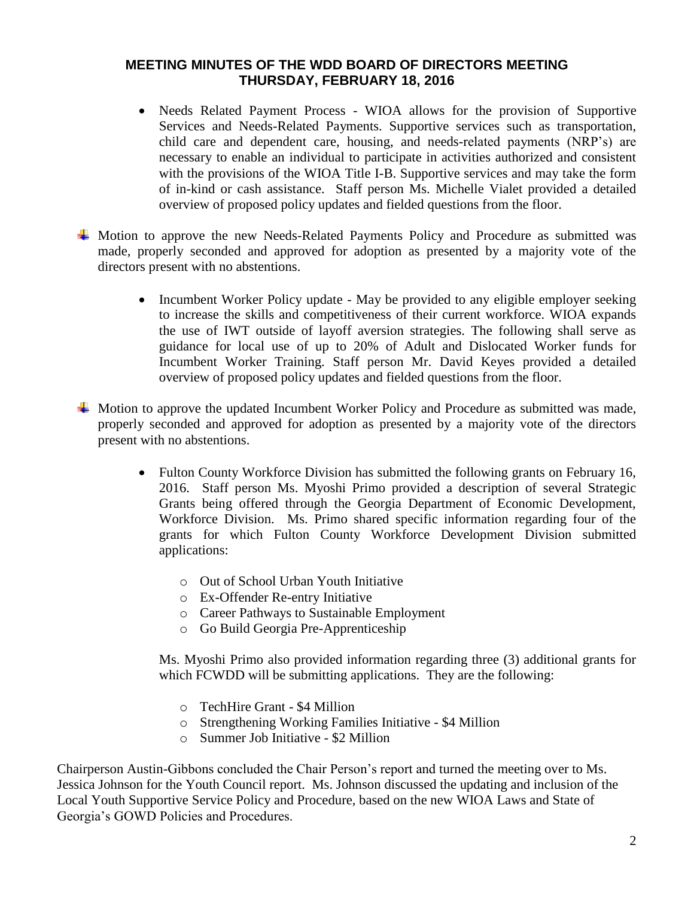**MEETING MINUTES OF THE WDD BOARD OF DIRECTORS MEETING**
**THURSDAY, FEBRUARY 18, 2016**

- Needs Related Payment Process - WIOA allows for the provision of Supportive Services and Needs-Related Payments. Supportive services such as transportation, child care and dependent care, housing, and needs-related payments (NRP's) are necessary to enable an individual to participate in activities authorized and consistent with the provisions of the WIOA Title I-B. Supportive services and may take the form of in-kind or cash assistance. Staff person Ms. Michelle Vialet provided a detailed overview of proposed policy updates and fielded questions from the floor.

- Motion to approve the new Needs-Related Payments Policy and Procedure as submitted was made, properly seconded and approved for adoption as presented by a majority vote of the directors present with no abstentions.

- Incumbent Worker Policy update - May be provided to any eligible employer seeking to increase the skills and competitiveness of their current workforce. WIOA expands the use of IWT outside of layoff aversion strategies. The following shall serve as guidance for local use of up to 20% of Adult and Dislocated Worker funds for Incumbent Worker Training. Staff person Mr. David Keyes provided a detailed overview of proposed policy updates and fielded questions from the floor.

- Motion to approve the updated Incumbent Worker Policy and Procedure as submitted was made, properly seconded and approved for adoption as presented by a majority vote of the directors present with no abstentions.

- Fulton County Workforce Division has submitted the following grants on February 16, 2016. Staff person Ms. Myoshi Primo provided a description of several Strategic Grants being offered through the Georgia Department of Economic Development, Workforce Division. Ms. Primo shared specific information regarding four of the grants for which Fulton County Workforce Development Division submitted applications:

  - Out of School Urban Youth Initiative
  - Ex-Offender Re-entry Initiative
  - Career Pathways to Sustainable Employment
  - Go Build Georgia Pre-Apprenticeship

  Ms. Myoshi Primo also provided information regarding three (3) additional grants for which FCWDD will be submitting applications. They are the following:

  - TechHire Grant - $4 Million
  - Strengthening Working Families Initiative - $4 Million
  - Summer Job Initiative - $2 Million

Chairperson Austin-Gibbons concluded the Chair Person's report and turned the meeting over to Ms. Jessica Johnson for the Youth Council report. Ms. Johnson discussed the updating and inclusion of the Local Youth Supportive Service Policy and Procedure, based on the new WIOA Laws and State of Georgia's GOWD Policies and Procedures.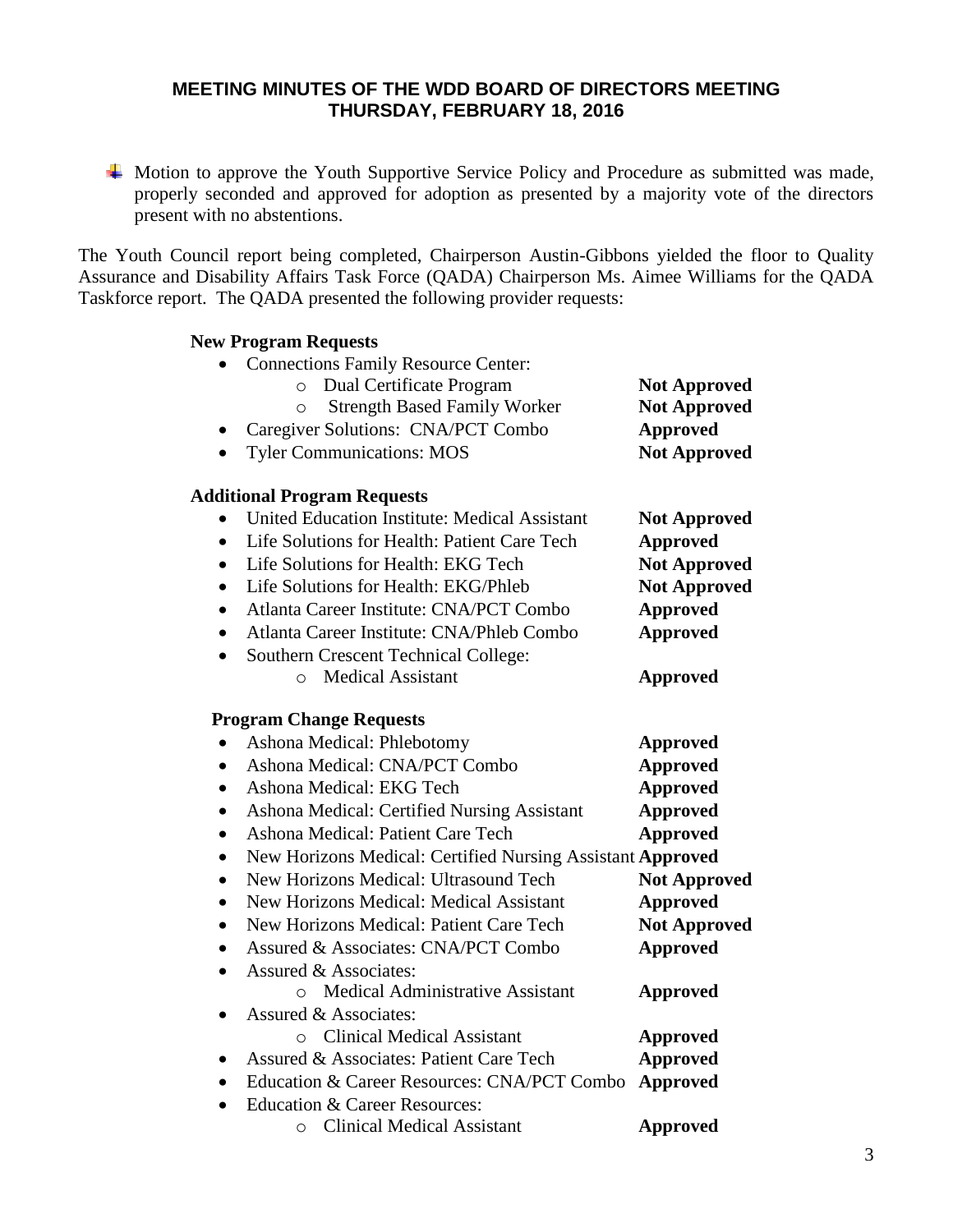**MEETING MINUTES OF THE WDD BOARD OF DIRECTORS MEETING**
**THURSDAY, FEBRUARY 18, 2016**

- Motion to approve the Youth Supportive Service Policy and Procedure as submitted was made, properly seconded and approved for adoption as presented by a majority vote of the directors present with no abstentions.

The Youth Council report being completed, Chairperson Austin-Gibbons yielded the floor to Quality Assurance and Disability Affairs Task Force (QADA) Chairperson Ms. Aimee Williams for the QADA Taskforce report. The QADA presented the following provider requests:

**New Program Requests**

- Connections Family Resource Center:
  - Dual Certificate Program — **Not Approved**
  - Strength Based Family Worker — **Not Approved**
- Caregiver Solutions: CNA/PCT Combo — **Approved**
- Tyler Communications: MOS — **Not Approved**

**Additional Program Requests**

- United Education Institute: Medical Assistant — **Not Approved**
- Life Solutions for Health: Patient Care Tech — **Approved**
- Life Solutions for Health: EKG Tech — **Not Approved**
- Life Solutions for Health: EKG/Phleb — **Not Approved**
- Atlanta Career Institute: CNA/PCT Combo — **Approved**
- Atlanta Career Institute: CNA/Phleb Combo — **Approved**
- Southern Crescent Technical College:
  - Medical Assistant — **Approved**

**Program Change Requests**

- Ashona Medical: Phlebotomy — **Approved**
- Ashona Medical: CNA/PCT Combo — **Approved**
- Ashona Medical: EKG Tech — **Approved**
- Ashona Medical: Certified Nursing Assistant — **Approved**
- Ashona Medical: Patient Care Tech — **Approved**
- New Horizons Medical: Certified Nursing Assistant — **Approved**
- New Horizons Medical: Ultrasound Tech — **Not Approved**
- New Horizons Medical: Medical Assistant — **Approved**
- New Horizons Medical: Patient Care Tech — **Not Approved**
- Assured & Associates: CNA/PCT Combo — **Approved**
- Assured & Associates:
  - Medical Administrative Assistant — **Approved**
- Assured & Associates:
  - Clinical Medical Assistant — **Approved**
- Assured & Associates: Patient Care Tech — **Approved**
- Education & Career Resources: CNA/PCT Combo — **Approved**
- Education & Career Resources:
  - Clinical Medical Assistant — **Approved**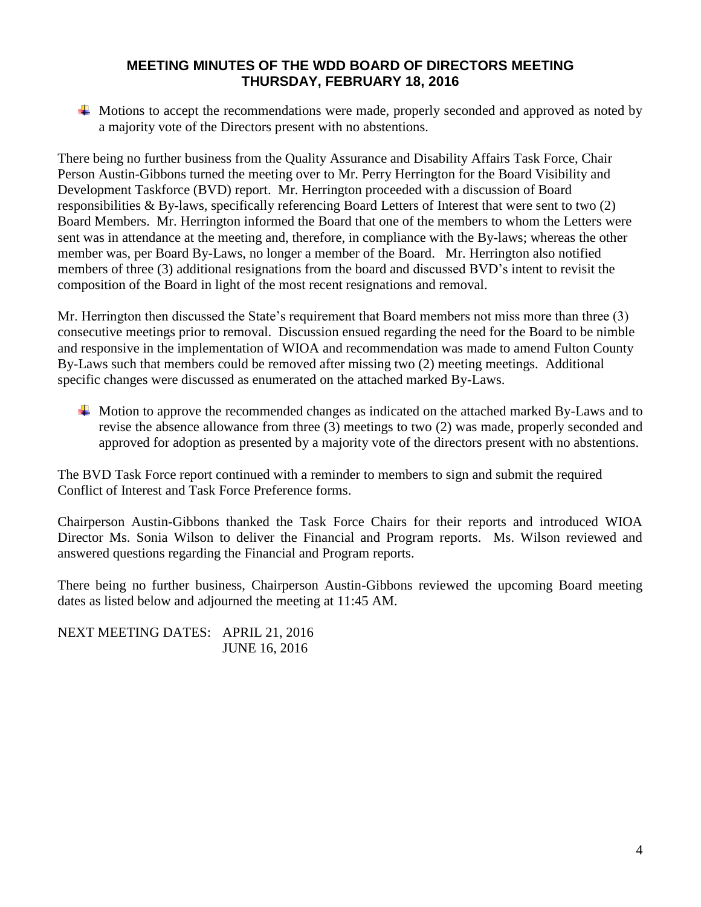**MEETING MINUTES OF THE WDD BOARD OF DIRECTORS MEETING**
**THURSDAY, FEBRUARY 18, 2016**

- Motions to accept the recommendations were made, properly seconded and approved as noted by a majority vote of the Directors present with no abstentions.

There being no further business from the Quality Assurance and Disability Affairs Task Force, Chair Person Austin-Gibbons turned the meeting over to Mr. Perry Herrington for the Board Visibility and Development Taskforce (BVD) report. Mr. Herrington proceeded with a discussion of Board responsibilities & By-laws, specifically referencing Board Letters of Interest that were sent to two (2) Board Members. Mr. Herrington informed the Board that one of the members to whom the Letters were sent was in attendance at the meeting and, therefore, in compliance with the By-laws; whereas the other member was, per Board By-Laws, no longer a member of the Board. Mr. Herrington also notified members of three (3) additional resignations from the board and discussed BVD's intent to revisit the composition of the Board in light of the most recent resignations and removal.

Mr. Herrington then discussed the State's requirement that Board members not miss more than three (3) consecutive meetings prior to removal. Discussion ensued regarding the need for the Board to be nimble and responsive in the implementation of WIOA and recommendation was made to amend Fulton County By-Laws such that members could be removed after missing two (2) meeting meetings. Additional specific changes were discussed as enumerated on the attached marked By-Laws.

- Motion to approve the recommended changes as indicated on the attached marked By-Laws and to revise the absence allowance from three (3) meetings to two (2) was made, properly seconded and approved for adoption as presented by a majority vote of the directors present with no abstentions.

The BVD Task Force report continued with a reminder to members to sign and submit the required Conflict of Interest and Task Force Preference forms.

Chairperson Austin-Gibbons thanked the Task Force Chairs for their reports and introduced WIOA Director Ms. Sonia Wilson to deliver the Financial and Program reports. Ms. Wilson reviewed and answered questions regarding the Financial and Program reports.

There being no further business, Chairperson Austin-Gibbons reviewed the upcoming Board meeting dates as listed below and adjourned the meeting at 11:45 AM.

NEXT MEETING DATES: APRIL 21, 2016
JUNE 16, 2016